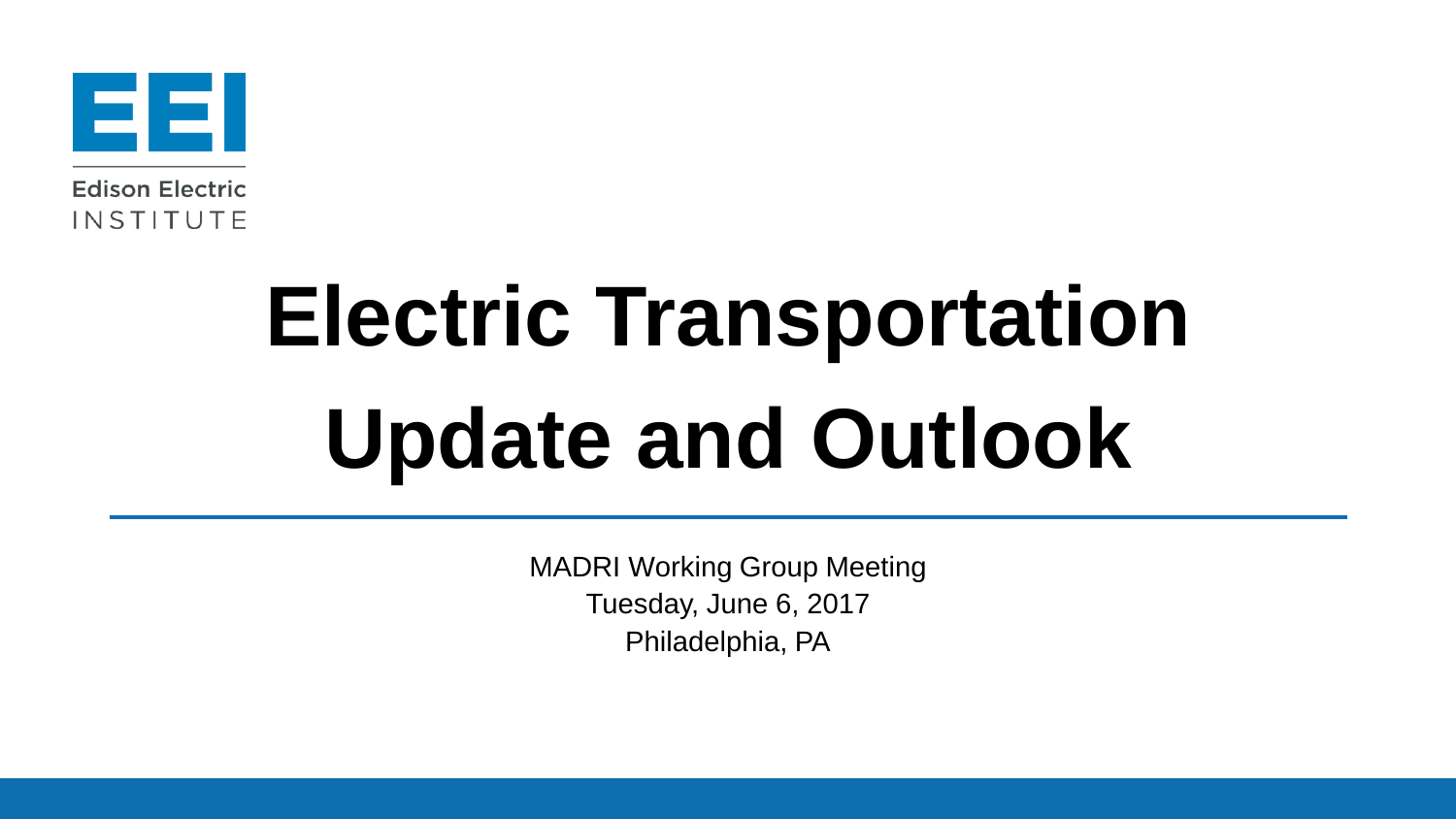Edison Electric INSTITUTE

# Electric Transportation Update and Outlook

MADRI Working Group Meeting
Tuesday, June 6, 2017
Philadelphia, PA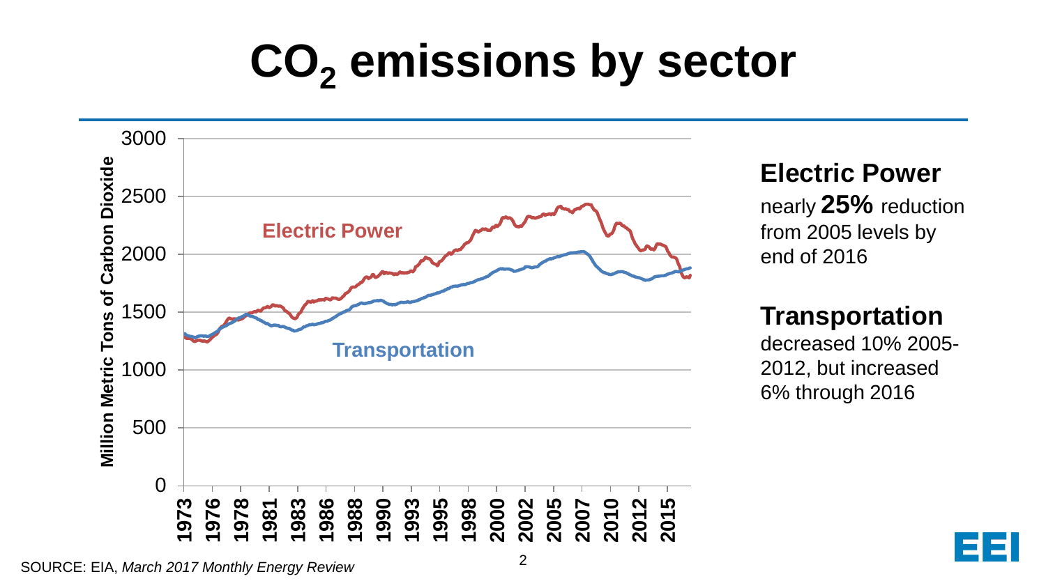# $CO_2$ emissions by sector

Million Metric Tons of Carbon Dioxide

Electric Power

Transportation

1973 1976 1978 1981 1983 1986 1988 1990 1993 1995 1998 2000 2002 2005 2007 2010 2012 2015

0 500 1000 1500 2000 2500 3000

**Electric Power**

nearly **25%** reduction from 2005 levels by end of 2016

**Transportation**

decreased 10% 2005-2012, but increased 6% through 2016

SOURCE: EIA, *March 2017 Monthly Energy Review*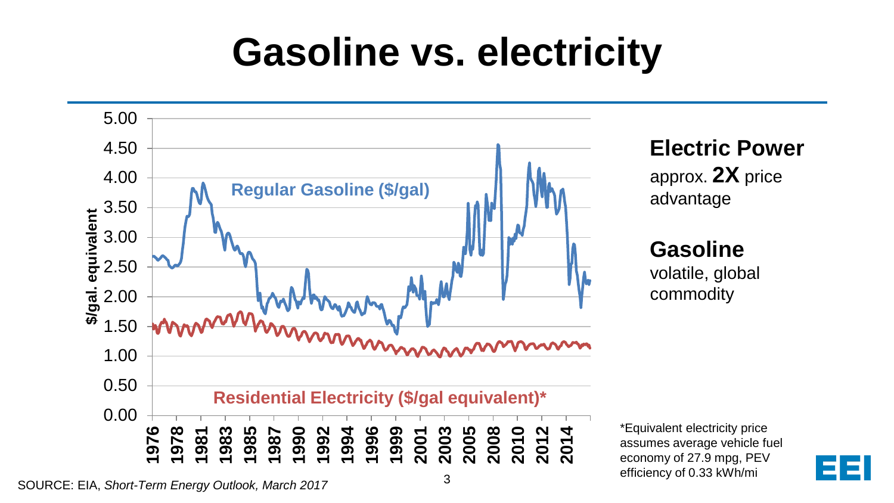# Gasoline vs. electricity

**Electric Power**
approx. **2X** price advantage

**Gasoline**
volatile, global commodity

*Equivalent electricity price assumes average vehicle fuel economy of 27.9 mpg, PEV efficiency of 0.33 kWh/mi

SOURCE: EIA, *Short-Term Energy Outlook, March 2017*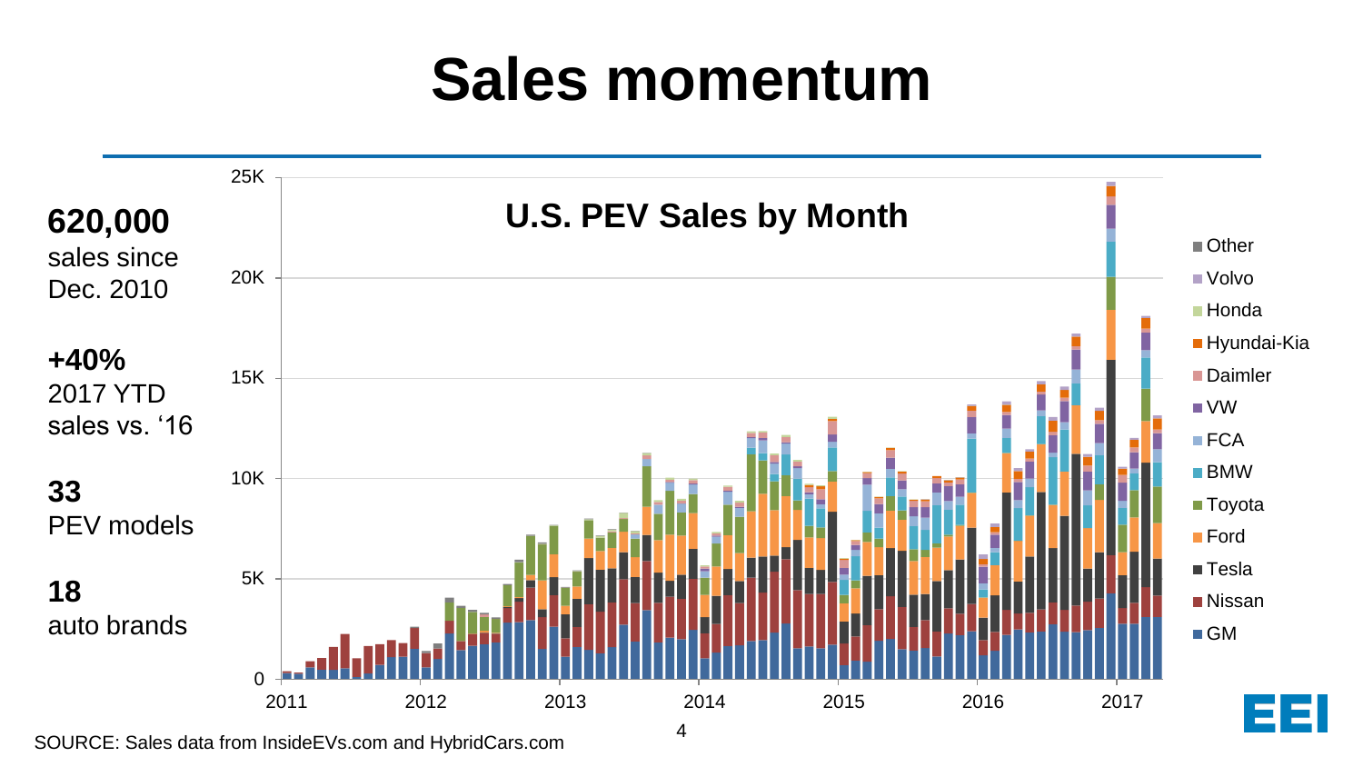# Sales momentum

**620,000**
sales since Dec. 2010

**+40%**
2017 YTD sales vs. '16

**33**
PEV models

**18**
auto brands

**U.S. PEV Sales by Month**

SOURCE: Sales data from InsideEVs.com and HybridCars.com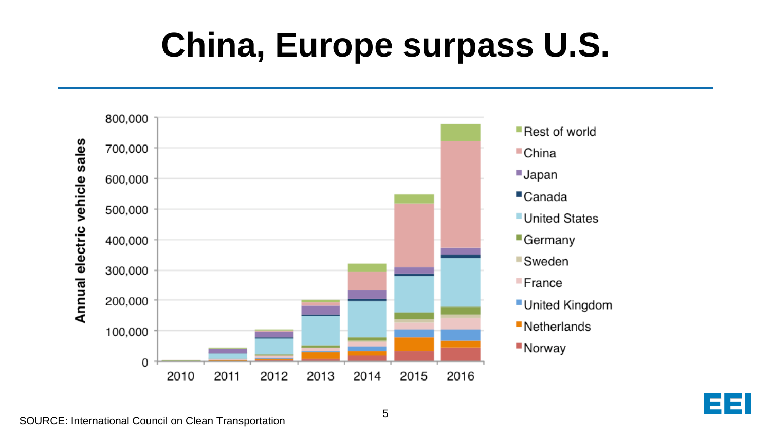# China, Europe surpass U.S.

Annual electric vehicle sales

| | 2010 | 2011 | 2012 | 2013 | 2014 | 2015 | 2016 |
|---|---|---|---|---|---|---|---|

Legend: Rest of world, China, Japan, Canada, United States, Germany, Sweden, France, United Kingdom, Netherlands, Norway

Y-axis: 0, 100,000, 200,000, 300,000, 400,000, 500,000, 600,000, 700,000, 800,000

SOURCE: International Council on Clean Transportation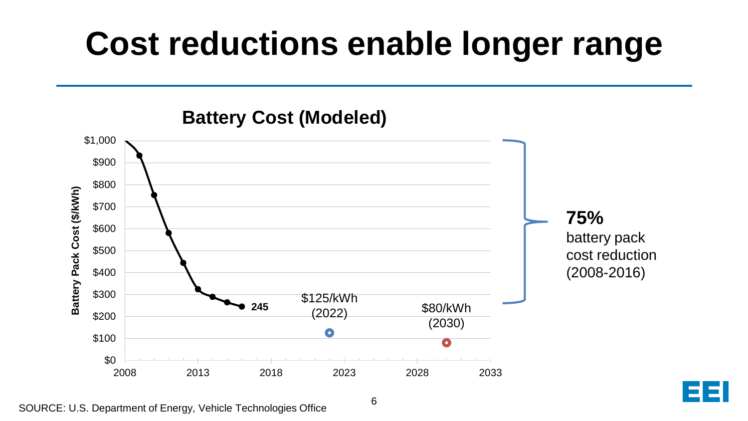# Cost reductions enable longer range

## Battery Cost (Modeled)

Battery Pack Cost ($/kWh)

$1,000
$900
$800
$700
$600
$500
$400
$300
$200
$100
$0

2008 2013 2018 2023 2028 2033

245

$125/kWh (2022)

$80/kWh (2030)

**75%** battery pack cost reduction (2008-2016)

SOURCE: U.S. Department of Energy, Vehicle Technologies Office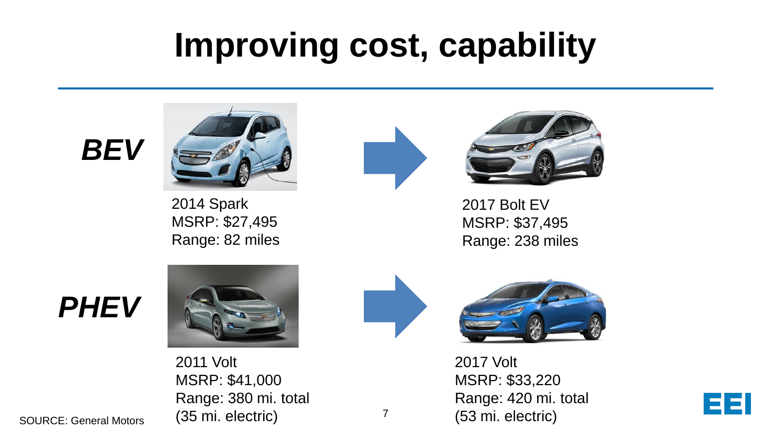# Improving cost, capability

***BEV***

2014 Spark
MSRP: $27,495
Range: 82 miles

2017 Bolt EV
MSRP: $37,495
Range: 238 miles

***PHEV***

2011 Volt
MSRP: $41,000
Range: 380 mi. total
(35 mi. electric)

2017 Volt
MSRP: $33,220
Range: 420 mi. total
(53 mi. electric)

SOURCE: General Motors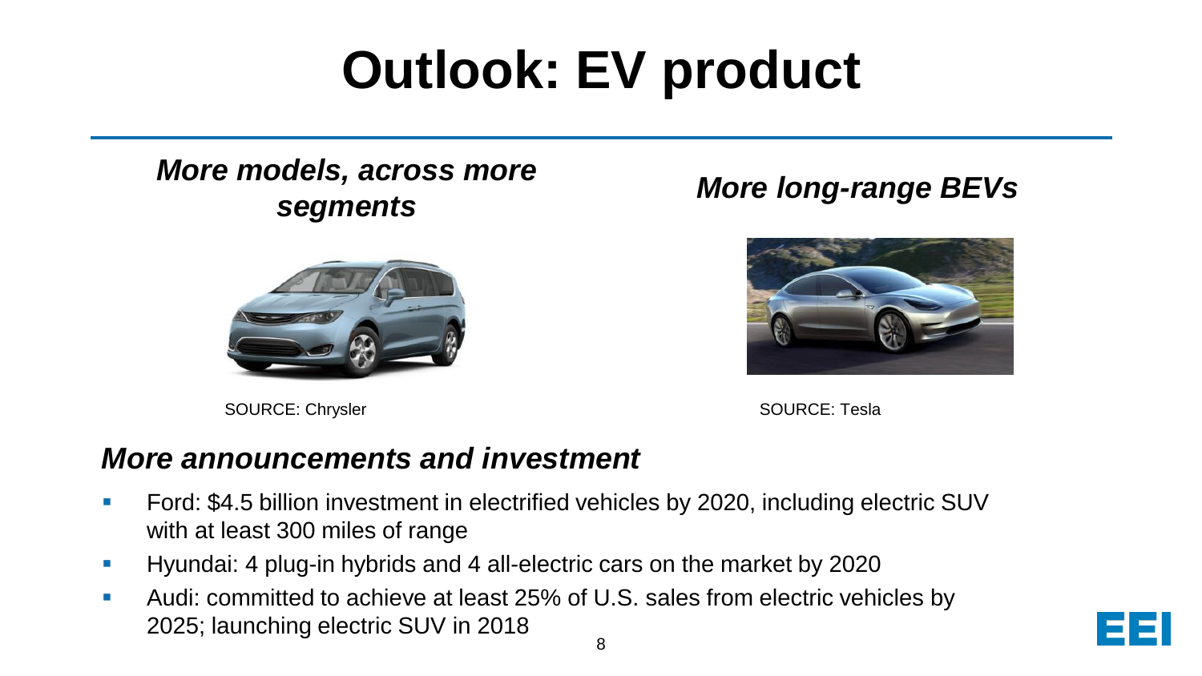# Outlook: EV product

***More models, across more segments***

SOURCE: Chrysler

***More long-range BEVs***

SOURCE: Tesla

***More announcements and investment***

- Ford: $4.5 billion investment in electrified vehicles by 2020, including electric SUV with at least 300 miles of range
- Hyundai: 4 plug-in hybrids and 4 all-electric cars on the market by 2020
- Audi: committed to achieve at least 25% of U.S. sales from electric vehicles by 2025; launching electric SUV in 2018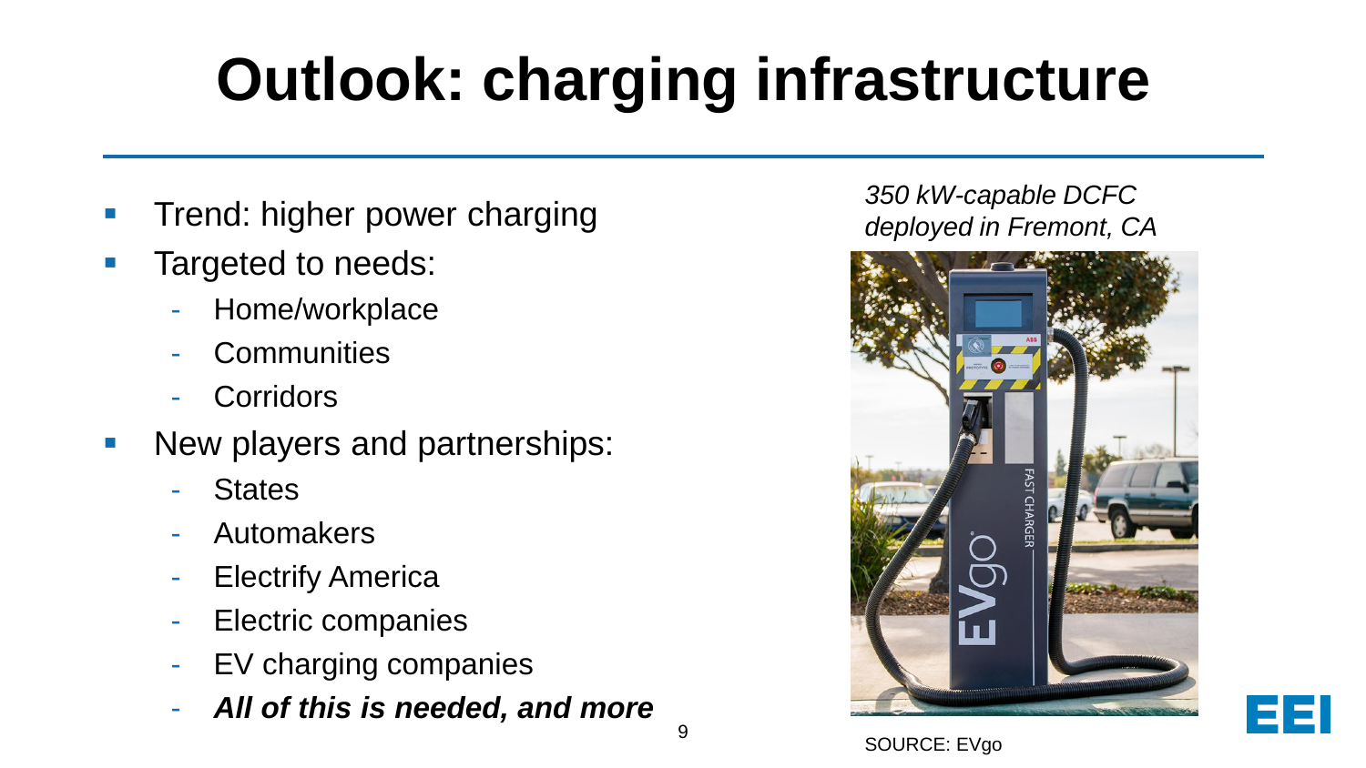# Outlook: charging infrastructure

- Trend: higher power charging
- Targeted to needs:
  - Home/workplace
  - Communities
  - Corridors
- New players and partnerships:
  - States
  - Automakers
  - Electrify America
  - Electric companies
  - EV charging companies
  - ***All of this is needed, and more***

*350 kW-capable DCFC deployed in Fremont, CA*

SOURCE: EVgo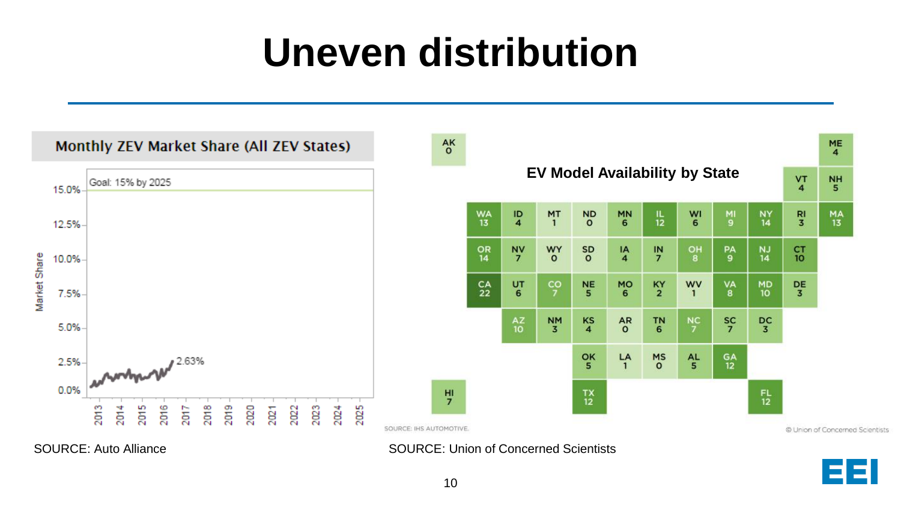# Uneven distribution

**Monthly ZEV Market Share (All ZEV States)**

Goal: 15% by 2025

Market Share: 0.0%, 2.5%, 5.0%, 7.5%, 10.0%, 12.5%, 15.0%

2013, 2014, 2015, 2016, 2017, 2018, 2019, 2020, 2021, 2022, 2023, 2024, 2025

2.63%

SOURCE: Auto Alliance

**EV Model Availability by State**

| State | Models | State | Models | State | Models |
|---|---|---|---|---|---|
| AK | 0 | KY | 2 | NY | 14 |
| AL | 5 | LA | 1 | OH | 8 |
| AR | 0 | MA | 13 | OK | 5 |
| AZ | 10 | MD | 10 | OR | 14 |
| CA | 22 | ME | 4 | PA | 9 |
| CO | 7 | MI | 9 | RI | 3 |
| CT | 10 | MN | 6 | SC | 7 |
| DC | 3 | MO | 6 | SD | 0 |
| DE | 3 | MS | 0 | TN | 6 |
| FL | 12 | MT | 1 | TX | 12 |
| GA | 12 | NC | 7 | UT | 6 |
| HI | 7 | ND | 0 | VA | 8 |
| IA | 4 | NE | 5 | VT | 4 |
| ID | 4 | NH | 5 | WA | 13 |
| IL | 12 | NJ | 14 | WI | 6 |
| IN | 7 | NM | 3 | WV | 1 |
| KS | 4 | NV | 7 | WY | 0 |

SOURCE: IHS AUTOMOTIVE.

© Union of Concerned Scientists

SOURCE: Union of Concerned Scientists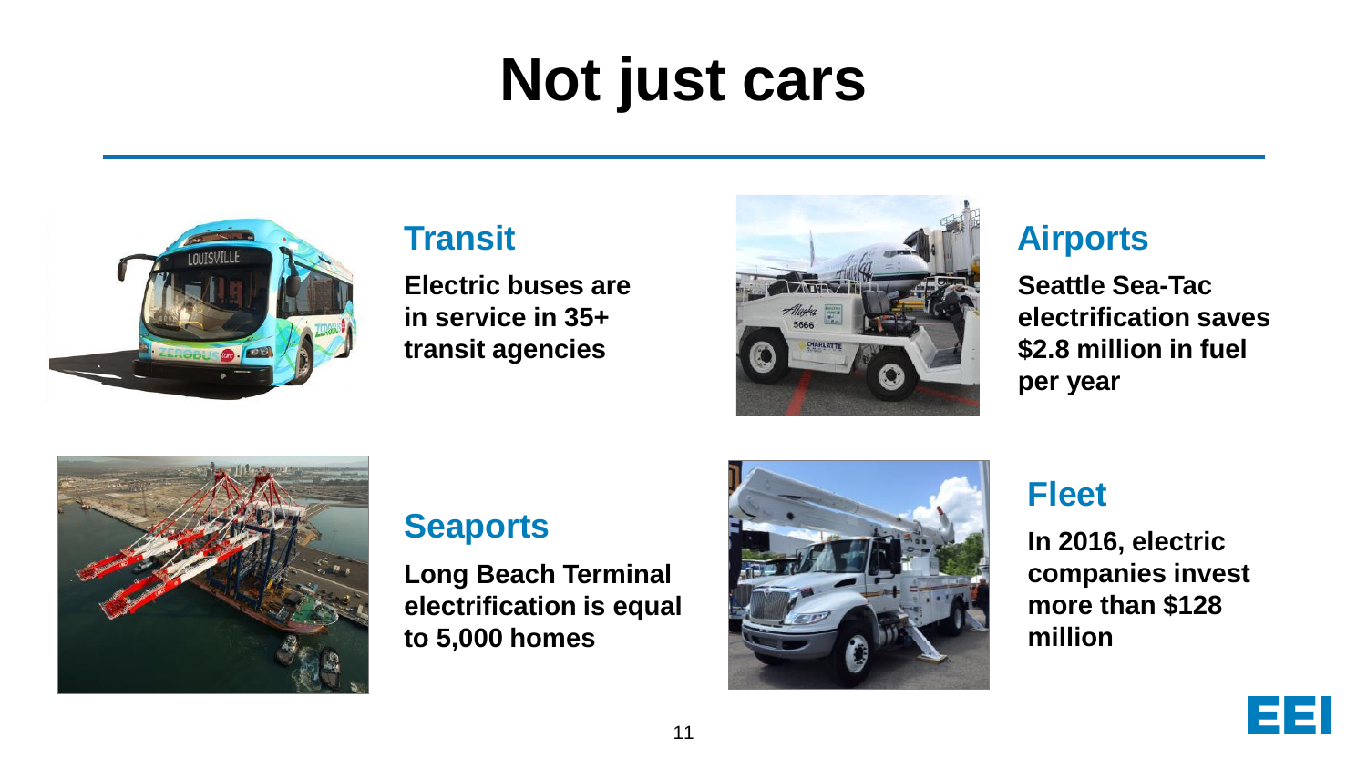# Not just cars

## Transit

**Electric buses are in service in 35+ transit agencies**

## Airports

**Seattle Sea-Tac electrification saves $2.8 million in fuel per year**

## Seaports

**Long Beach Terminal electrification is equal to 5,000 homes**

## Fleet

**In 2016, electric companies invest more than $128 million**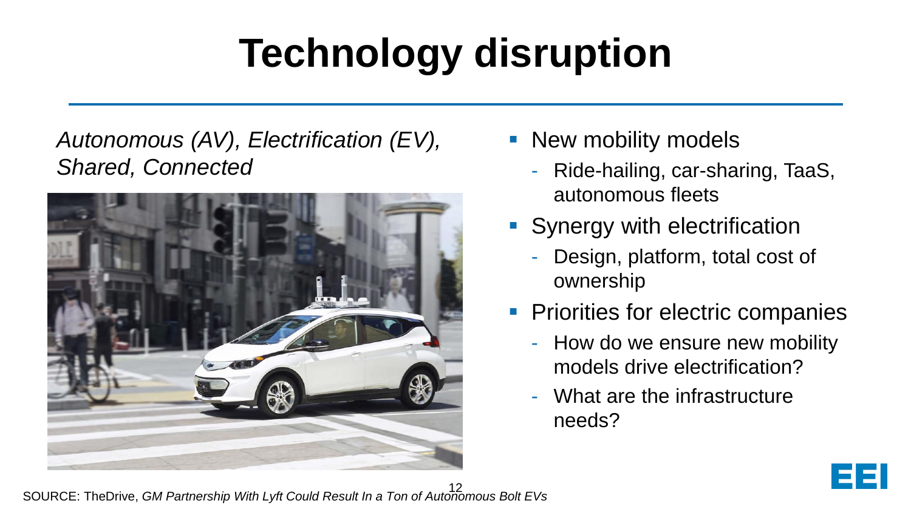# Technology disruption

*Autonomous (AV), Electrification (EV), Shared, Connected*

- New mobility models
  - Ride-hailing, car-sharing, TaaS, autonomous fleets
- Synergy with electrification
  - Design, platform, total cost of ownership
- Priorities for electric companies
  - How do we ensure new mobility models drive electrification?
  - What are the infrastructure needs?

SOURCE: TheDrive, *GM Partnership With Lyft Could Result In a Ton of Autonomous Bolt EVs*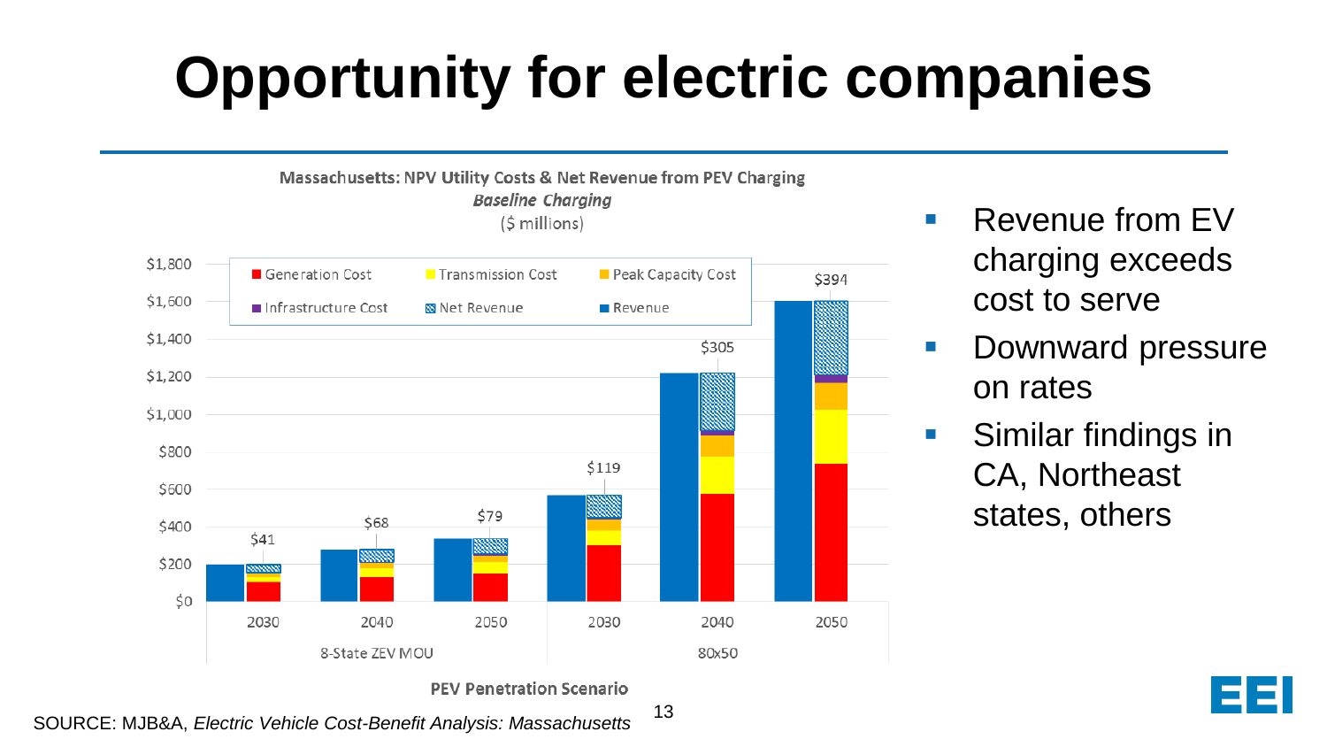# Opportunity for electric companies

**Massachusetts: NPV Utility Costs & Net Revenue from PEV Charging**
***Baseline Charging***
($ millions)

| PEV Penetration Scenario | Year | Net Revenue ($ millions) |
|---|---|---|
| 8-State ZEV MOU | 2030 | $41 |
| 8-State ZEV MOU | 2040 | $68 |
| 8-State ZEV MOU | 2050 | $79 |
| 80x50 | 2030 | $119 |
| 80x50 | 2040 | $305 |
| 80x50 | 2050 | $394 |

Legend: Generation Cost, Transmission Cost, Peak Capacity Cost, Infrastructure Cost, Net Revenue, Revenue

- Revenue from EV charging exceeds cost to serve
- Downward pressure on rates
- Similar findings in CA, Northeast states, others

SOURCE: MJB&A, *Electric Vehicle Cost-Benefit Analysis: Massachusetts*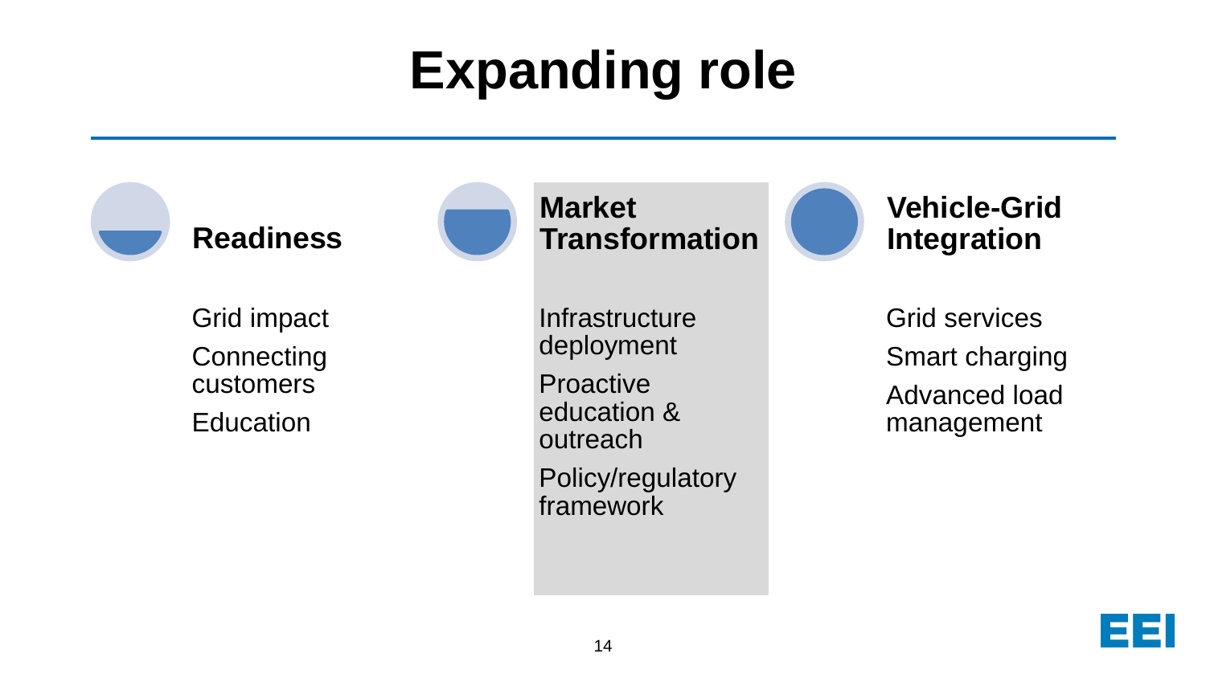# Expanding role

### Readiness

- Grid impact
- Connecting customers
- Education

### Market Transformation

- Infrastructure deployment
- Proactive education & outreach
- Policy/regulatory framework

### Vehicle-Grid Integration

- Grid services
- Smart charging
- Advanced load management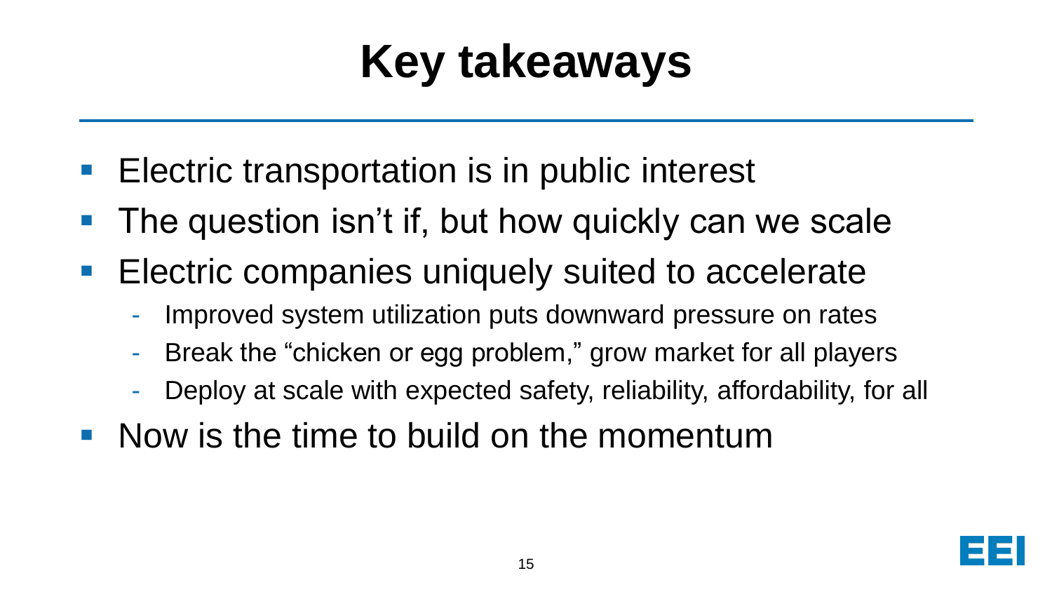# Key takeaways

- Electric transportation is in public interest
- The question isn't if, but how quickly can we scale
- Electric companies uniquely suited to accelerate
  - Improved system utilization puts downward pressure on rates
  - Break the "chicken or egg problem," grow market for all players
  - Deploy at scale with expected safety, reliability, affordability, for all
- Now is the time to build on the momentum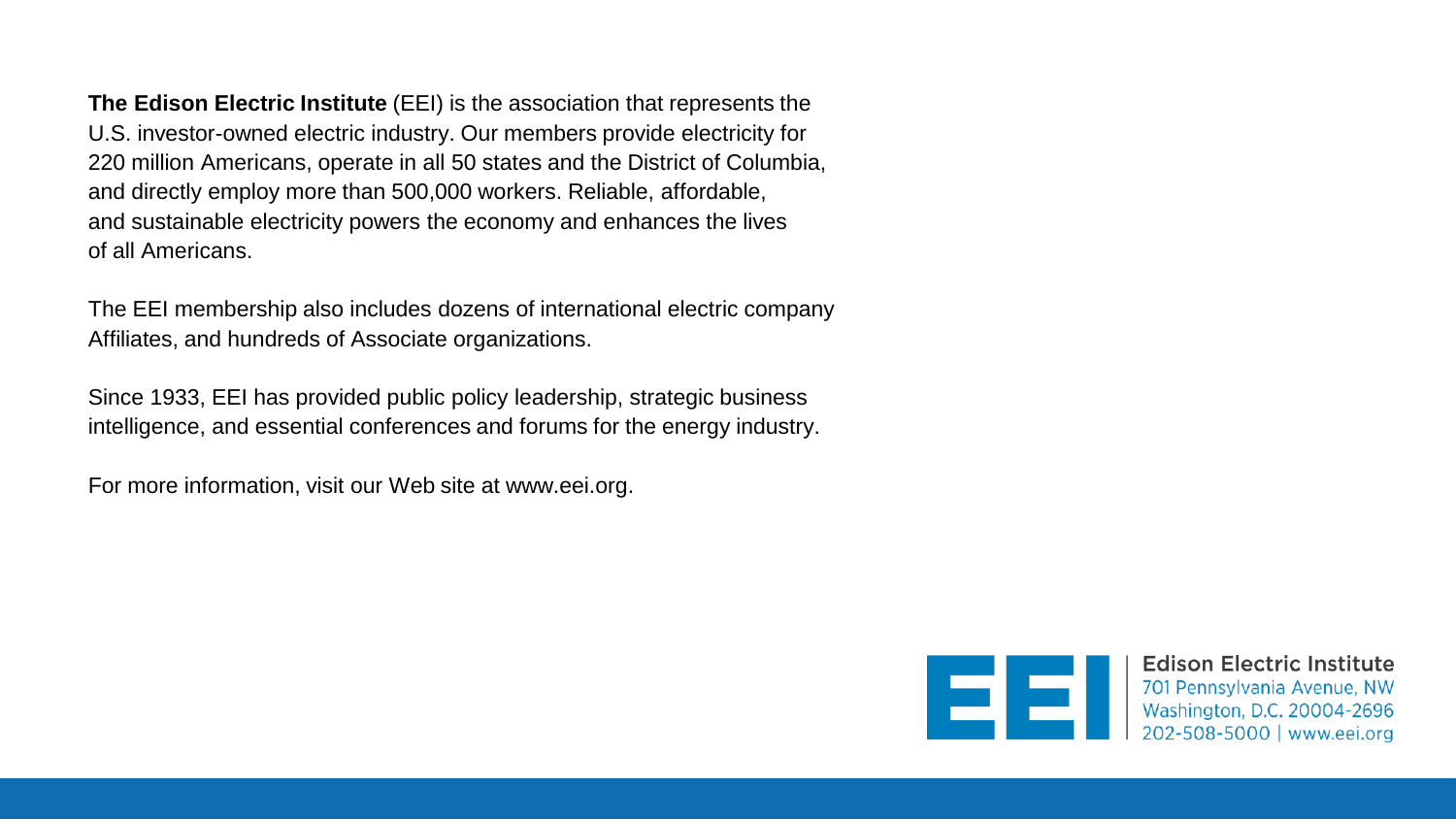**The Edison Electric Institute** (EEI) is the association that represents the U.S. investor-owned electric industry. Our members provide electricity for 220 million Americans, operate in all 50 states and the District of Columbia, and directly employ more than 500,000 workers. Reliable, affordable, and sustainable electricity powers the economy and enhances the lives of all Americans.

The EEI membership also includes dozens of international electric company Affiliates, and hundreds of Associate organizations.

Since 1933, EEI has provided public policy leadership, strategic business intelligence, and essential conferences and forums for the energy industry.

For more information, visit our Web site at www.eei.org.

EEI | **Edison Electric Institute**
701 Pennsylvania Avenue, NW
Washington, D.C. 20004-2696
202-508-5000 | www.eei.org